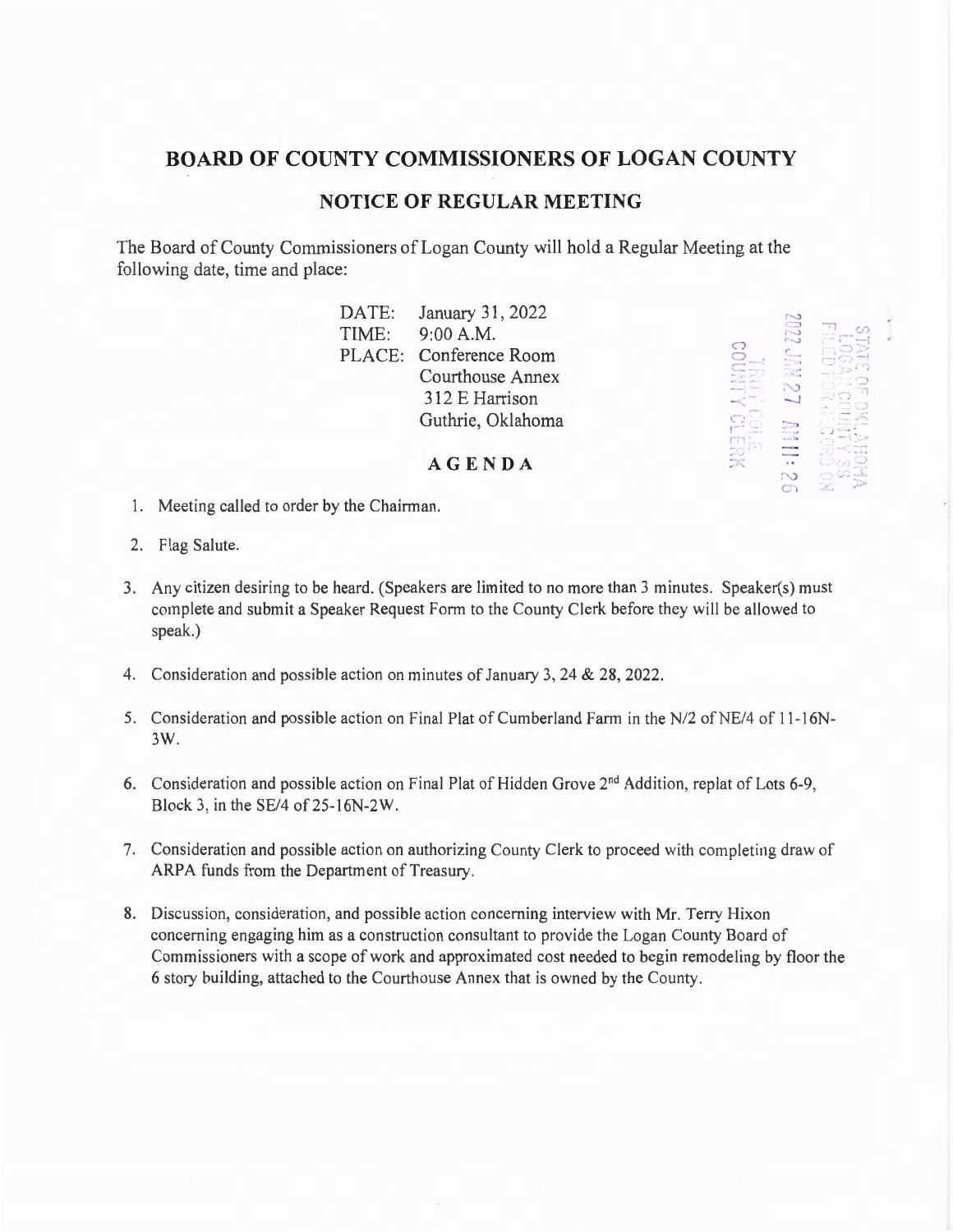# BOARD OF COUNTY COMMISSIONERS OF LOGAN COUNTY

## NOTICE OF REGULAR MEETING

The Board of County Commissioners of Logan County will hold a Regular Meeting at the following date, time and place:

DATE: January 31, 2022
TIME: 9:00 A.M.
PLACE: Conference Room
Courthouse Annex
312 E Harrison
Guthrie, Oklahoma

STATE OF OKLAHOMA
LOGAN COUNTY SS
FILED FOR RECORD ON
2022 JAN 27 AM 11:26
TROY COLE
COUNTY CLERK

## AGENDA

1. Meeting called to order by the Chairman.
2. Flag Salute.
3. Any citizen desiring to be heard. (Speakers are limited to no more than 3 minutes. Speaker(s) must complete and submit a Speaker Request Form to the County Clerk before they will be allowed to speak.)
4. Consideration and possible action on minutes of January 3, 24 & 28, 2022.
5. Consideration and possible action on Final Plat of Cumberland Farm in the N/2 of NE/4 of 11-16N-3W.
6. Consideration and possible action on Final Plat of Hidden Grove 2nd Addition, replat of Lots 6-9, Block 3, in the SE/4 of 25-16N-2W.
7. Consideration and possible action on authorizing County Clerk to proceed with completing draw of ARPA funds from the Department of Treasury.
8. Discussion, consideration, and possible action concerning interview with Mr. Terry Hixon concerning engaging him as a construction consultant to provide the Logan County Board of Commissioners with a scope of work and approximated cost needed to begin remodeling by floor the 6 story building, attached to the Courthouse Annex that is owned by the County.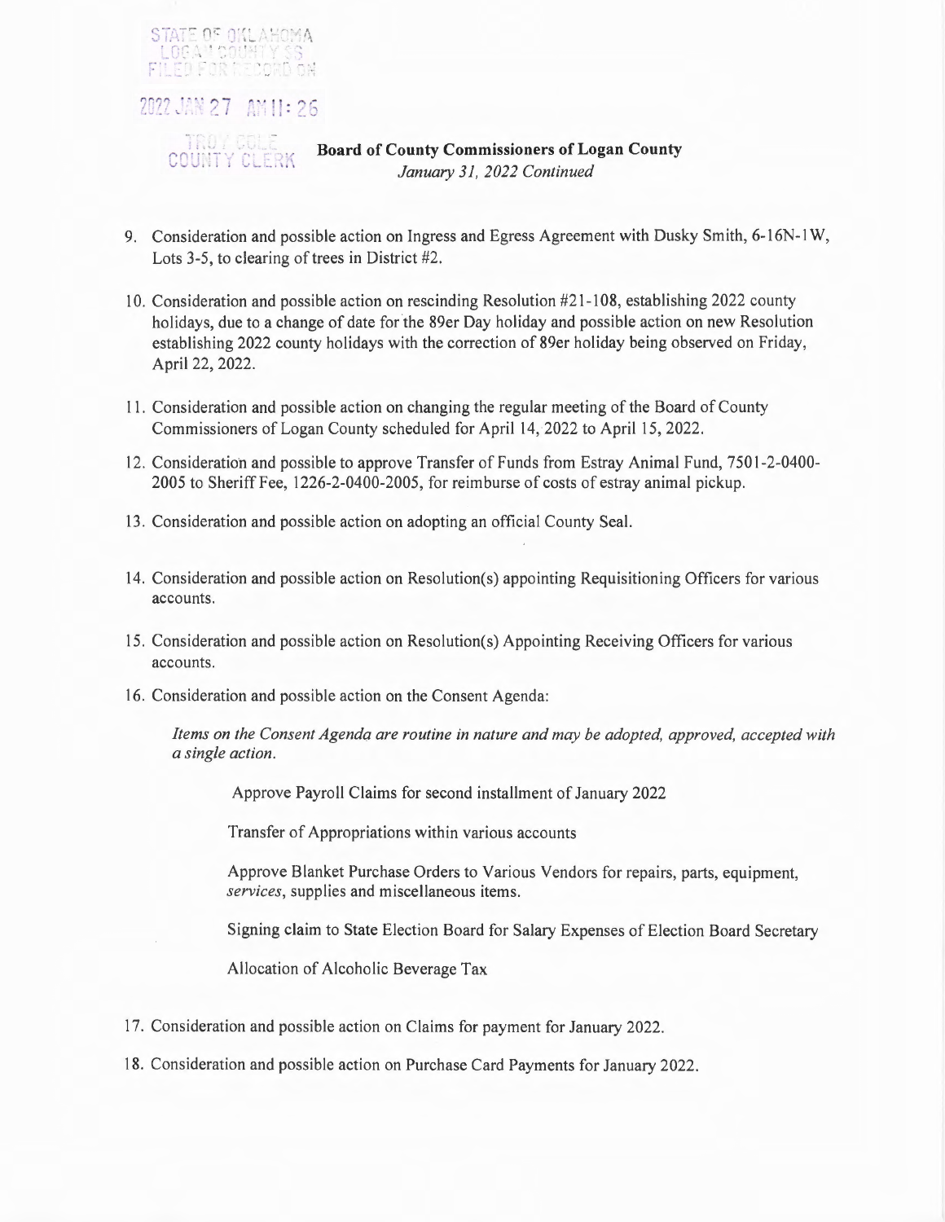STATE OF OKLAHOMA
LOGAN COUNTY SS
FILED FOR RECORD ON

2022 JAN 27 AM 11:26

TROY COLE
COUNTY CLERK

**Board of County Commissioners of Logan County**
*January 31, 2022 Continued*

9. Consideration and possible action on Ingress and Egress Agreement with Dusky Smith, 6-16N-1W, Lots 3-5, to clearing of trees in District #2.

10. Consideration and possible action on rescinding Resolution #21-108, establishing 2022 county holidays, due to a change of date for the 89er Day holiday and possible action on new Resolution establishing 2022 county holidays with the correction of 89er holiday being observed on Friday, April 22, 2022.

11. Consideration and possible action on changing the regular meeting of the Board of County Commissioners of Logan County scheduled for April 14, 2022 to April 15, 2022.

12. Consideration and possible to approve Transfer of Funds from Estray Animal Fund, 7501-2-0400-2005 to Sheriff Fee, 1226-2-0400-2005, for reimburse of costs of estray animal pickup.

13. Consideration and possible action on adopting an official County Seal.

14. Consideration and possible action on Resolution(s) appointing Requisitioning Officers for various accounts.

15. Consideration and possible action on Resolution(s) Appointing Receiving Officers for various accounts.

16. Consideration and possible action on the Consent Agenda:

    *Items on the Consent Agenda are routine in nature and may be adopted, approved, accepted with a single action.*

    Approve Payroll Claims for second installment of January 2022

    Transfer of Appropriations within various accounts

    Approve Blanket Purchase Orders to Various Vendors for repairs, parts, equipment, *services*, supplies and miscellaneous items.

    Signing claim to State Election Board for Salary Expenses of Election Board Secretary

    Allocation of Alcoholic Beverage Tax

17. Consideration and possible action on Claims for payment for January 2022.

18. Consideration and possible action on Purchase Card Payments for January 2022.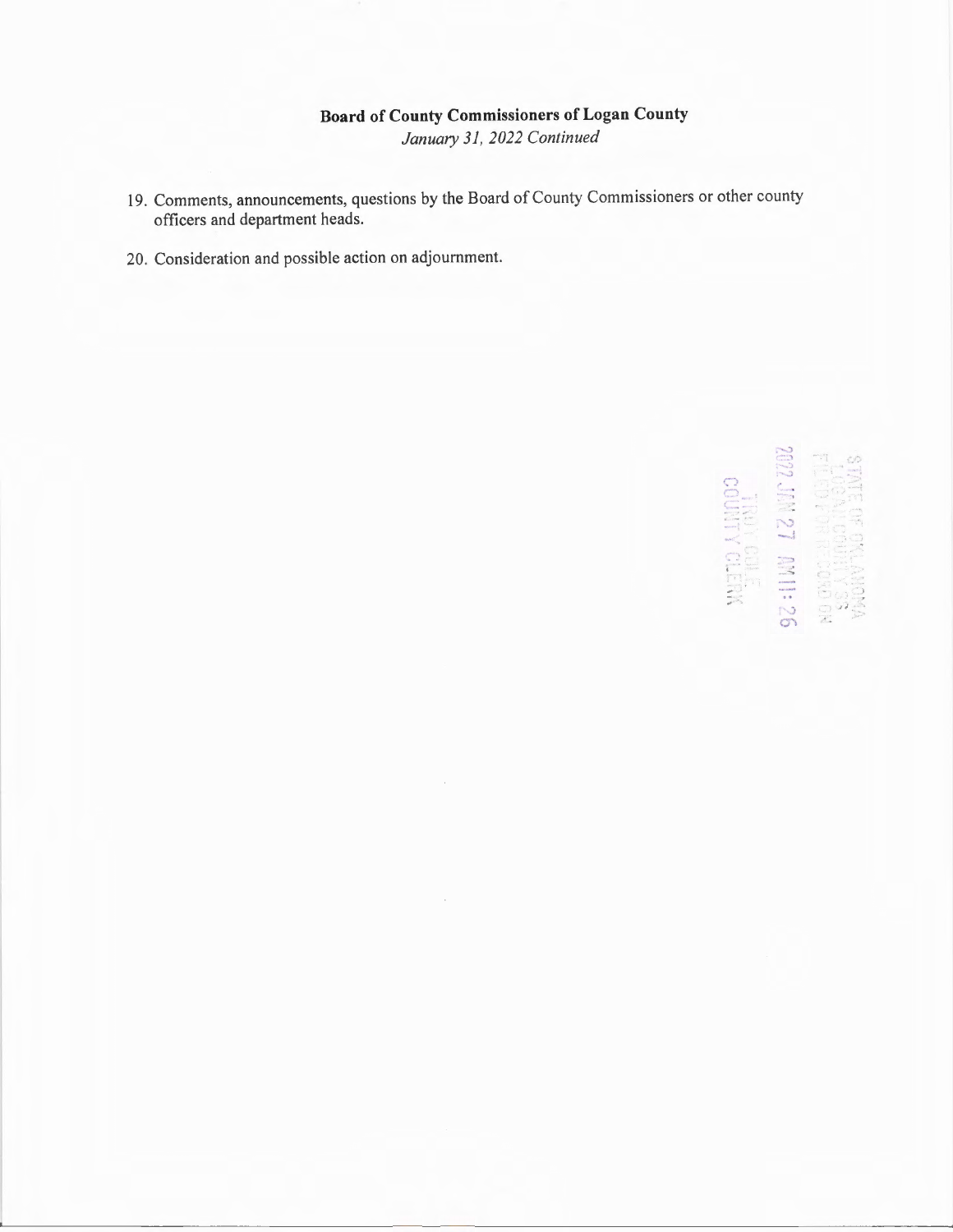**Board of County Commissioners of Logan County**

*January 31, 2022 Continued*

19. Comments, announcements, questions by the Board of County Commissioners or other county officers and department heads.
20. Consideration and possible action on adjournment.

STATE OF OKLAHOMA
LOGAN COUNTY SS
FILED FOR RECORD ON
2022 JAN 27 AM 11:26
TROY CHILE
COUNTY CLERK